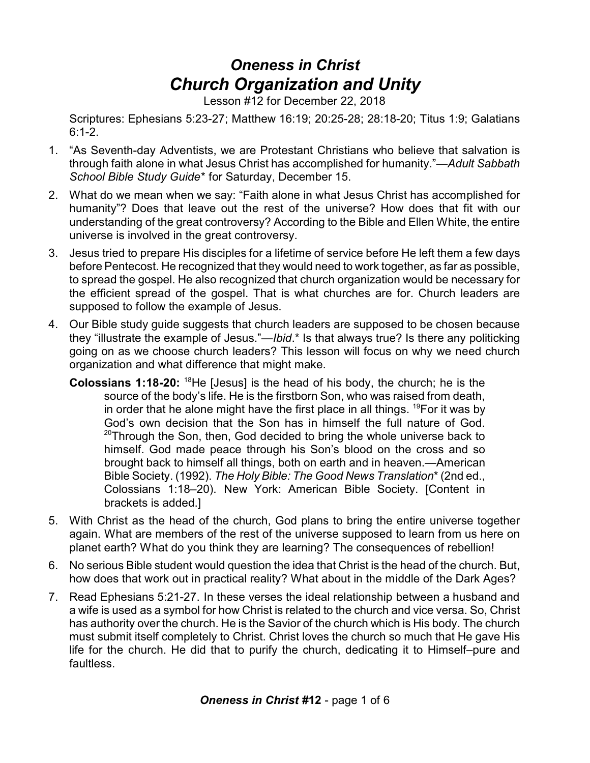# *Oneness in Christ*
## *Church Organization and Unity*

Lesson #12 for December 22, 2018

Scriptures: Ephesians 5:23-27; Matthew 16:19; 20:25-28; 28:18-20; Titus 1:9; Galatians 6:1-2.

1. "As Seventh-day Adventists, we are Protestant Christians who believe that salvation is through faith alone in what Jesus Christ has accomplished for humanity."—*Adult Sabbath School Bible Study Guide** for Saturday, December 15.
2. What do we mean when we say: "Faith alone in what Jesus Christ has accomplished for humanity"? Does that leave out the rest of the universe? How does that fit with our understanding of the great controversy? According to the Bible and Ellen White, the entire universe is involved in the great controversy.
3. Jesus tried to prepare His disciples for a lifetime of service before He left them a few days before Pentecost. He recognized that they would need to work together, as far as possible, to spread the gospel. He also recognized that church organization would be necessary for the efficient spread of the gospel. That is what churches are for. Church leaders are supposed to follow the example of Jesus.
4. Our Bible study guide suggests that church leaders are supposed to be chosen because they "illustrate the example of Jesus."—*Ibid*.* Is that always true? Is there any politicking going on as we choose church leaders? This lesson will focus on why we need church organization and what difference that might make.

   **Colossians 1:18-20:** [18]He [Jesus] is the head of his body, the church; he is the source of the body's life. He is the firstborn Son, who was raised from death, in order that he alone might have the first place in all things. [19]For it was by God's own decision that the Son has in himself the full nature of God. [20]Through the Son, then, God decided to bring the whole universe back to himself. God made peace through his Son's blood on the cross and so brought back to himself all things, both on earth and in heaven.—American Bible Society. (1992). *The Holy Bible: The Good News Translation** (2nd ed., Colossians 1:18–20). New York: American Bible Society. [Content in brackets is added.]

5. With Christ as the head of the church, God plans to bring the entire universe together again. What are members of the rest of the universe supposed to learn from us here on planet earth? What do you think they are learning? The consequences of rebellion!
6. No serious Bible student would question the idea that Christ is the head of the church. But, how does that work out in practical reality? What about in the middle of the Dark Ages?
7. Read Ephesians 5:21-27. In these verses the ideal relationship between a husband and a wife is used as a symbol for how Christ is related to the church and vice versa. So, Christ has authority over the church. He is the Savior of the church which is His body. The church must submit itself completely to Christ. Christ loves the church so much that He gave His life for the church. He did that to purify the church, dedicating it to Himself–pure and faultless.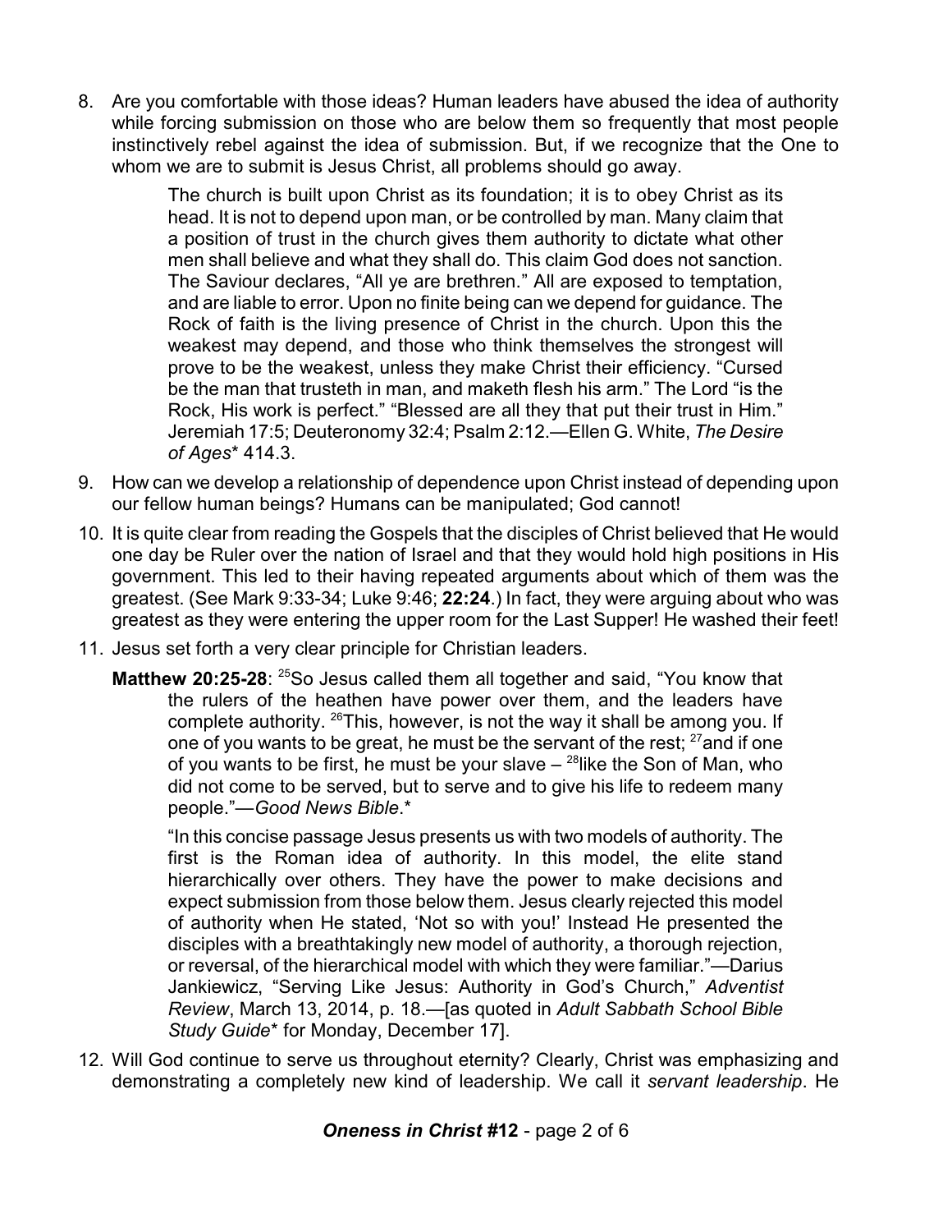8. Are you comfortable with those ideas? Human leaders have abused the idea of authority while forcing submission on those who are below them so frequently that most people instinctively rebel against the idea of submission. But, if we recognize that the One to whom we are to submit is Jesus Christ, all problems should go away.

> The church is built upon Christ as its foundation; it is to obey Christ as its head. It is not to depend upon man, or be controlled by man. Many claim that a position of trust in the church gives them authority to dictate what other men shall believe and what they shall do. This claim God does not sanction. The Saviour declares, "All ye are brethren." All are exposed to temptation, and are liable to error. Upon no finite being can we depend for guidance. The Rock of faith is the living presence of Christ in the church. Upon this the weakest may depend, and those who think themselves the strongest will prove to be the weakest, unless they make Christ their efficiency. "Cursed be the man that trusteth in man, and maketh flesh his arm." The Lord "is the Rock, His work is perfect." "Blessed are all they that put their trust in Him." Jeremiah 17:5; Deuteronomy 32:4; Psalm 2:12.—Ellen G. White, *The Desire of Ages** 414.3.

9. How can we develop a relationship of dependence upon Christ instead of depending upon our fellow human beings? Humans can be manipulated; God cannot!

10. It is quite clear from reading the Gospels that the disciples of Christ believed that He would one day be Ruler over the nation of Israel and that they would hold high positions in His government. This led to their having repeated arguments about which of them was the greatest. (See Mark 9:33-34; Luke 9:46; **22:24**.) In fact, they were arguing about who was greatest as they were entering the upper room for the Last Supper! He washed their feet!

11. Jesus set forth a very clear principle for Christian leaders.

**Matthew 20:25-28**: [25]So Jesus called them all together and said, "You know that the rulers of the heathen have power over them, and the leaders have complete authority. [26]This, however, is not the way it shall be among you. If one of you wants to be great, he must be the servant of the rest; [27]and if one of you wants to be first, he must be your slave – [28]like the Son of Man, who did not come to be served, but to serve and to give his life to redeem many people."—*Good News Bible*.*

> "In this concise passage Jesus presents us with two models of authority. The first is the Roman idea of authority. In this model, the elite stand hierarchically over others. They have the power to make decisions and expect submission from those below them. Jesus clearly rejected this model of authority when He stated, 'Not so with you!' Instead He presented the disciples with a breathtakingly new model of authority, a thorough rejection, or reversal, of the hierarchical model with which they were familiar."—Darius Jankiewicz, "Serving Like Jesus: Authority in God's Church," *Adventist Review*, March 13, 2014, p. 18.—[as quoted in *Adult Sabbath School Bible Study Guide** for Monday, December 17].

12. Will God continue to serve us throughout eternity? Clearly, Christ was emphasizing and demonstrating a completely new kind of leadership. We call it *servant leadership*. He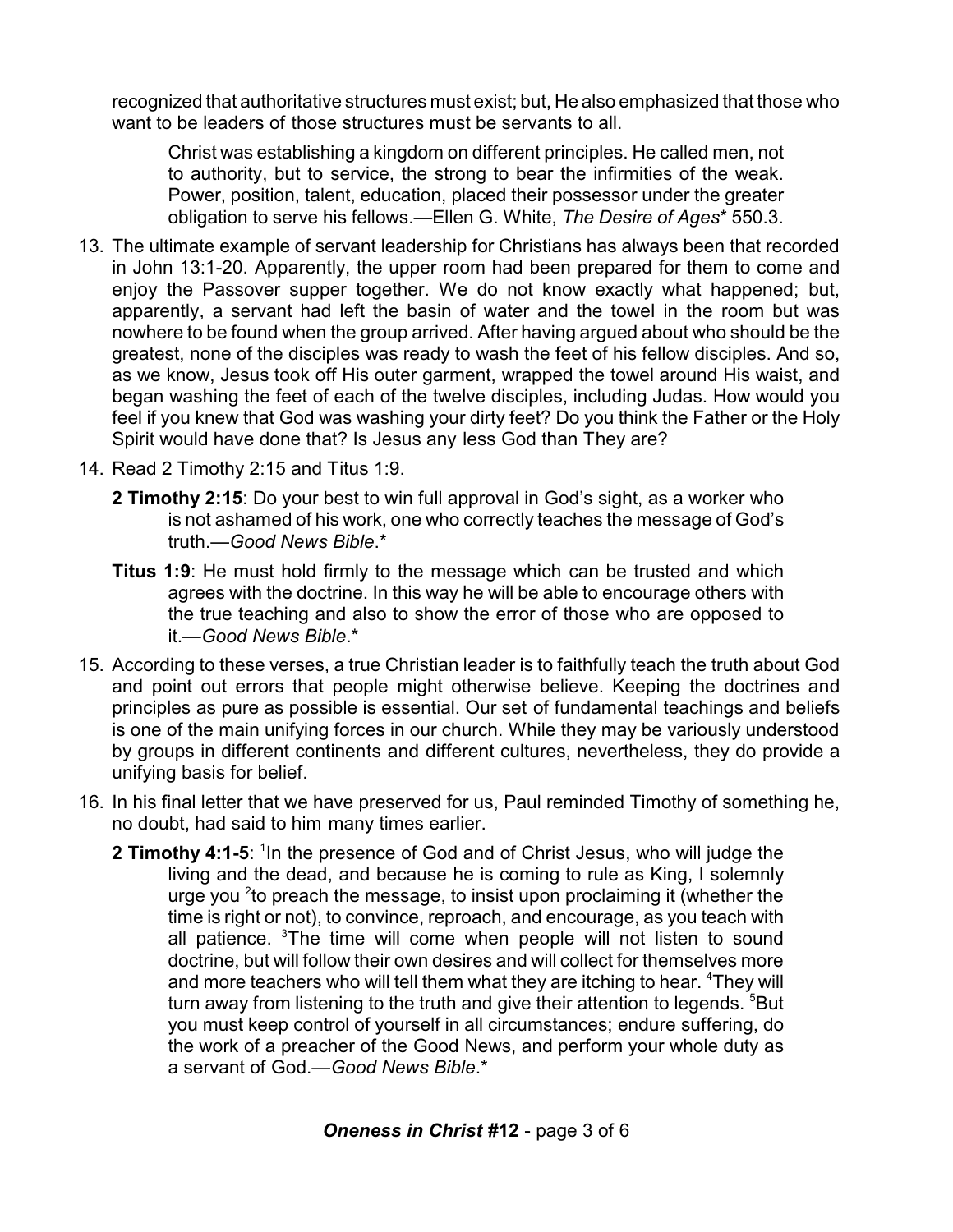recognized that authoritative structures must exist; but, He also emphasized that those who want to be leaders of those structures must be servants to all.

> Christ was establishing a kingdom on different principles. He called men, not to authority, but to service, the strong to bear the infirmities of the weak. Power, position, talent, education, placed their possessor under the greater obligation to serve his fellows.—Ellen G. White, *The Desire of Ages** 550.3.

13. The ultimate example of servant leadership for Christians has always been that recorded in John 13:1-20. Apparently, the upper room had been prepared for them to come and enjoy the Passover supper together. We do not know exactly what happened; but, apparently, a servant had left the basin of water and the towel in the room but was nowhere to be found when the group arrived. After having argued about who should be the greatest, none of the disciples was ready to wash the feet of his fellow disciples. And so, as we know, Jesus took off His outer garment, wrapped the towel around His waist, and began washing the feet of each of the twelve disciples, including Judas. How would you feel if you knew that God was washing your dirty feet? Do you think the Father or the Holy Spirit would have done that? Is Jesus any less God than They are?

14. Read 2 Timothy 2:15 and Titus 1:9.

    **2 Timothy 2:15**: Do your best to win full approval in God's sight, as a worker who is not ashamed of his work, one who correctly teaches the message of God's truth.—*Good News Bible*.*

    **Titus 1:9**: He must hold firmly to the message which can be trusted and which agrees with the doctrine. In this way he will be able to encourage others with the true teaching and also to show the error of those who are opposed to it.—*Good News Bible*.*

15. According to these verses, a true Christian leader is to faithfully teach the truth about God and point out errors that people might otherwise believe. Keeping the doctrines and principles as pure as possible is essential. Our set of fundamental teachings and beliefs is one of the main unifying forces in our church. While they may be variously understood by groups in different continents and different cultures, nevertheless, they do provide a unifying basis for belief.

16. In his final letter that we have preserved for us, Paul reminded Timothy of something he, no doubt, had said to him many times earlier.

    **2 Timothy 4:1-5**: [1]In the presence of God and of Christ Jesus, who will judge the living and the dead, and because he is coming to rule as King, I solemnly urge you [2]to preach the message, to insist upon proclaiming it (whether the time is right or not), to convince, reproach, and encourage, as you teach with all patience. [3]The time will come when people will not listen to sound doctrine, but will follow their own desires and will collect for themselves more and more teachers who will tell them what they are itching to hear. [4]They will turn away from listening to the truth and give their attention to legends. [5]But you must keep control of yourself in all circumstances; endure suffering, do the work of a preacher of the Good News, and perform your whole duty as a servant of God.—*Good News Bible*.*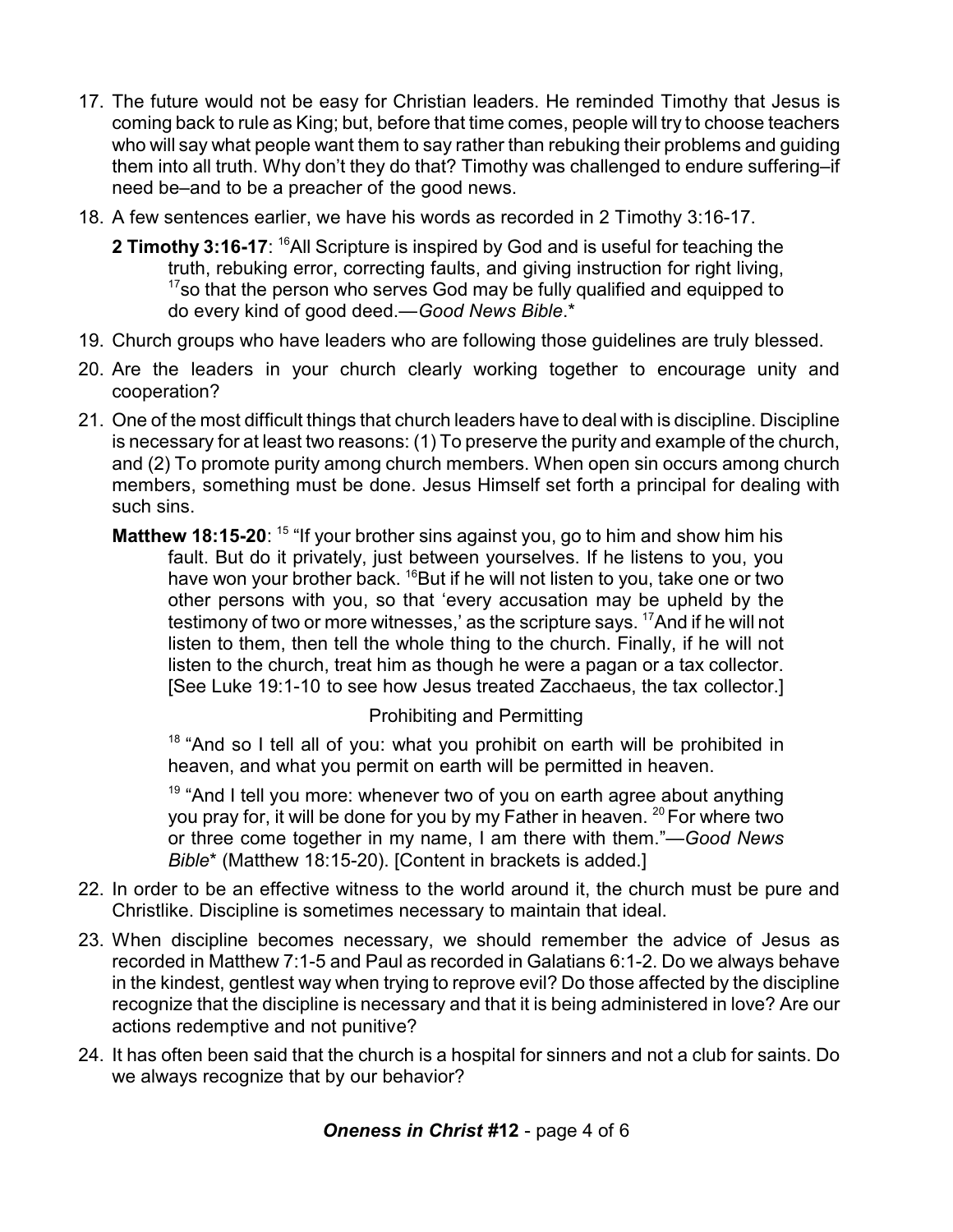17. The future would not be easy for Christian leaders. He reminded Timothy that Jesus is coming back to rule as King; but, before that time comes, people will try to choose teachers who will say what people want them to say rather than rebuking their problems and guiding them into all truth. Why don't they do that? Timothy was challenged to endure suffering–if need be–and to be a preacher of the good news.

18. A few sentences earlier, we have his words as recorded in 2 Timothy 3:16-17.

    **2 Timothy 3:16-17**: [16]All Scripture is inspired by God and is useful for teaching the truth, rebuking error, correcting faults, and giving instruction for right living, [17]so that the person who serves God may be fully qualified and equipped to do every kind of good deed.—*Good News Bible*.*

19. Church groups who have leaders who are following those guidelines are truly blessed.

20. Are the leaders in your church clearly working together to encourage unity and cooperation?

21. One of the most difficult things that church leaders have to deal with is discipline. Discipline is necessary for at least two reasons: (1) To preserve the purity and example of the church, and (2) To promote purity among church members. When open sin occurs among church members, something must be done. Jesus Himself set forth a principal for dealing with such sins.

    **Matthew 18:15-20**: [15] "If your brother sins against you, go to him and show him his fault. But do it privately, just between yourselves. If he listens to you, you have won your brother back. [16]But if he will not listen to you, take one or two other persons with you, so that 'every accusation may be upheld by the testimony of two or more witnesses,' as the scripture says. [17]And if he will not listen to them, then tell the whole thing to the church. Finally, if he will not listen to the church, treat him as though he were a pagan or a tax collector. [See Luke 19:1-10 to see how Jesus treated Zacchaeus, the tax collector.]

    Prohibiting and Permitting

    [18] "And so I tell all of you: what you prohibit on earth will be prohibited in heaven, and what you permit on earth will be permitted in heaven.

    [19] "And I tell you more: whenever two of you on earth agree about anything you pray for, it will be done for you by my Father in heaven. [20] For where two or three come together in my name, I am there with them."—*Good News Bible** (Matthew 18:15-20). [Content in brackets is added.]

22. In order to be an effective witness to the world around it, the church must be pure and Christlike. Discipline is sometimes necessary to maintain that ideal.

23. When discipline becomes necessary, we should remember the advice of Jesus as recorded in Matthew 7:1-5 and Paul as recorded in Galatians 6:1-2. Do we always behave in the kindest, gentlest way when trying to reprove evil? Do those affected by the discipline recognize that the discipline is necessary and that it is being administered in love? Are our actions redemptive and not punitive?

24. It has often been said that the church is a hospital for sinners and not a club for saints. Do we always recognize that by our behavior?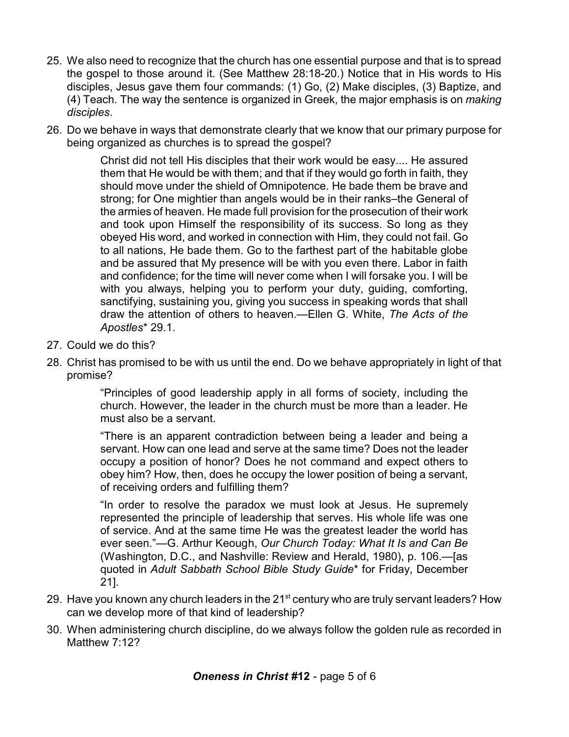25. We also need to recognize that the church has one essential purpose and that is to spread the gospel to those around it. (See Matthew 28:18-20.) Notice that in His words to His disciples, Jesus gave them four commands: (1) Go, (2) Make disciples, (3) Baptize, and (4) Teach. The way the sentence is organized in Greek, the major emphasis is on *making disciples*.

26. Do we behave in ways that demonstrate clearly that we know that our primary purpose for being organized as churches is to spread the gospel?

> Christ did not tell His disciples that their work would be easy.... He assured them that He would be with them; and that if they would go forth in faith, they should move under the shield of Omnipotence. He bade them be brave and strong; for One mightier than angels would be in their ranks–the General of the armies of heaven. He made full provision for the prosecution of their work and took upon Himself the responsibility of its success. So long as they obeyed His word, and worked in connection with Him, they could not fail. Go to all nations, He bade them. Go to the farthest part of the habitable globe and be assured that My presence will be with you even there. Labor in faith and confidence; for the time will never come when I will forsake you. I will be with you always, helping you to perform your duty, guiding, comforting, sanctifying, sustaining you, giving you success in speaking words that shall draw the attention of others to heaven.—Ellen G. White, *The Acts of the Apostles** 29.1.

27. Could we do this?

28. Christ has promised to be with us until the end. Do we behave appropriately in light of that promise?

> "Principles of good leadership apply in all forms of society, including the church. However, the leader in the church must be more than a leader. He must also be a servant.
>
> "There is an apparent contradiction between being a leader and being a servant. How can one lead and serve at the same time? Does not the leader occupy a position of honor? Does he not command and expect others to obey him? How, then, does he occupy the lower position of being a servant, of receiving orders and fulfilling them?
>
> "In order to resolve the paradox we must look at Jesus. He supremely represented the principle of leadership that serves. His whole life was one of service. And at the same time He was the greatest leader the world has ever seen."—G. Arthur Keough, *Our Church Today: What It Is and Can Be* (Washington, D.C., and Nashville: Review and Herald, 1980), p. 106.—[as quoted in *Adult Sabbath School Bible Study Guide** for Friday, December 21].

29. Have you known any church leaders in the 21st century who are truly servant leaders? How can we develop more of that kind of leadership?

30. When administering church discipline, do we always follow the golden rule as recorded in Matthew 7:12?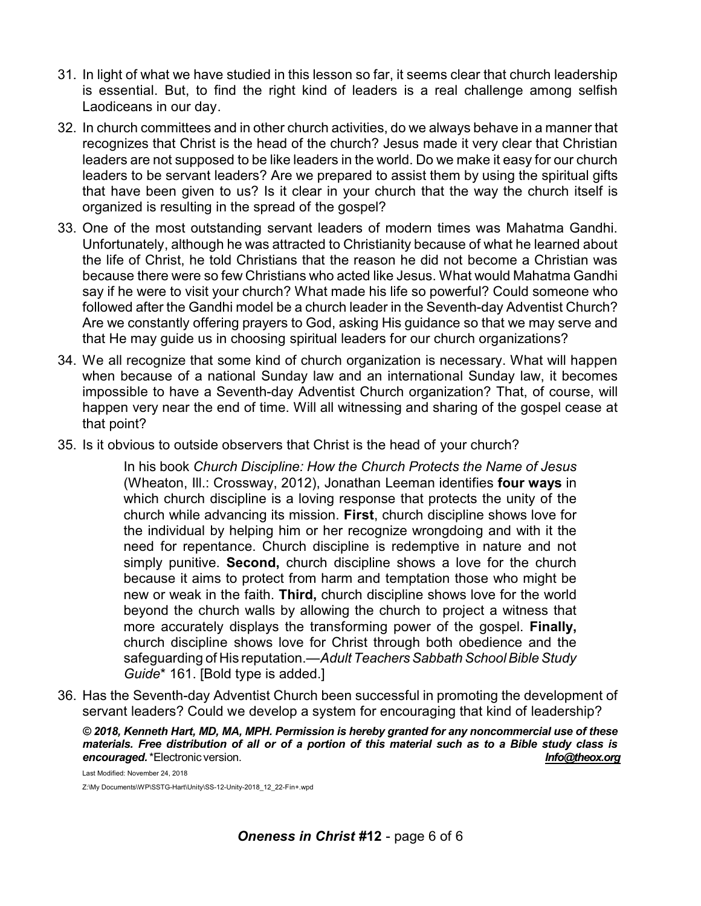31. In light of what we have studied in this lesson so far, it seems clear that church leadership is essential. But, to find the right kind of leaders is a real challenge among selfish Laodiceans in our day.

32. In church committees and in other church activities, do we always behave in a manner that recognizes that Christ is the head of the church? Jesus made it very clear that Christian leaders are not supposed to be like leaders in the world. Do we make it easy for our church leaders to be servant leaders? Are we prepared to assist them by using the spiritual gifts that have been given to us? Is it clear in your church that the way the church itself is organized is resulting in the spread of the gospel?

33. One of the most outstanding servant leaders of modern times was Mahatma Gandhi. Unfortunately, although he was attracted to Christianity because of what he learned about the life of Christ, he told Christians that the reason he did not become a Christian was because there were so few Christians who acted like Jesus. What would Mahatma Gandhi say if he were to visit your church? What made his life so powerful? Could someone who followed after the Gandhi model be a church leader in the Seventh-day Adventist Church? Are we constantly offering prayers to God, asking His guidance so that we may serve and that He may guide us in choosing spiritual leaders for our church organizations?

34. We all recognize that some kind of church organization is necessary. What will happen when because of a national Sunday law and an international Sunday law, it becomes impossible to have a Seventh-day Adventist Church organization? That, of course, will happen very near the end of time. Will all witnessing and sharing of the gospel cease at that point?

35. Is it obvious to outside observers that Christ is the head of your church?

    > In his book *Church Discipline: How the Church Protects the Name of Jesus* (Wheaton, Ill.: Crossway, 2012), Jonathan Leeman identifies **four ways** in which church discipline is a loving response that protects the unity of the church while advancing its mission. **First**, church discipline shows love for the individual by helping him or her recognize wrongdoing and with it the need for repentance. Church discipline is redemptive in nature and not simply punitive. **Second,** church discipline shows a love for the church because it aims to protect from harm and temptation those who might be new or weak in the faith. **Third,** church discipline shows love for the world beyond the church walls by allowing the church to project a witness that more accurately displays the transforming power of the gospel. **Finally,** church discipline shows love for Christ through both obedience and the safeguarding of His reputation.—*Adult Teachers Sabbath School Bible Study Guide*\* 161. [Bold type is added.]

36. Has the Seventh-day Adventist Church been successful in promoting the development of servant leaders? Could we develop a system for encouraging that kind of leadership?

***© 2018, Kenneth Hart, MD, MA, MPH. Permission is hereby granted for any noncommercial use of these materials. Free distribution of all or of a portion of this material such as to a Bible study class is encouraged.*** *Electronic version. ***Info@theox.org***

Last Modified: November 24, 2018

Z:\My Documents\WP\SSTG-Hart\Unity\SS-12-Unity-2018_12_22-Fin+.wpd